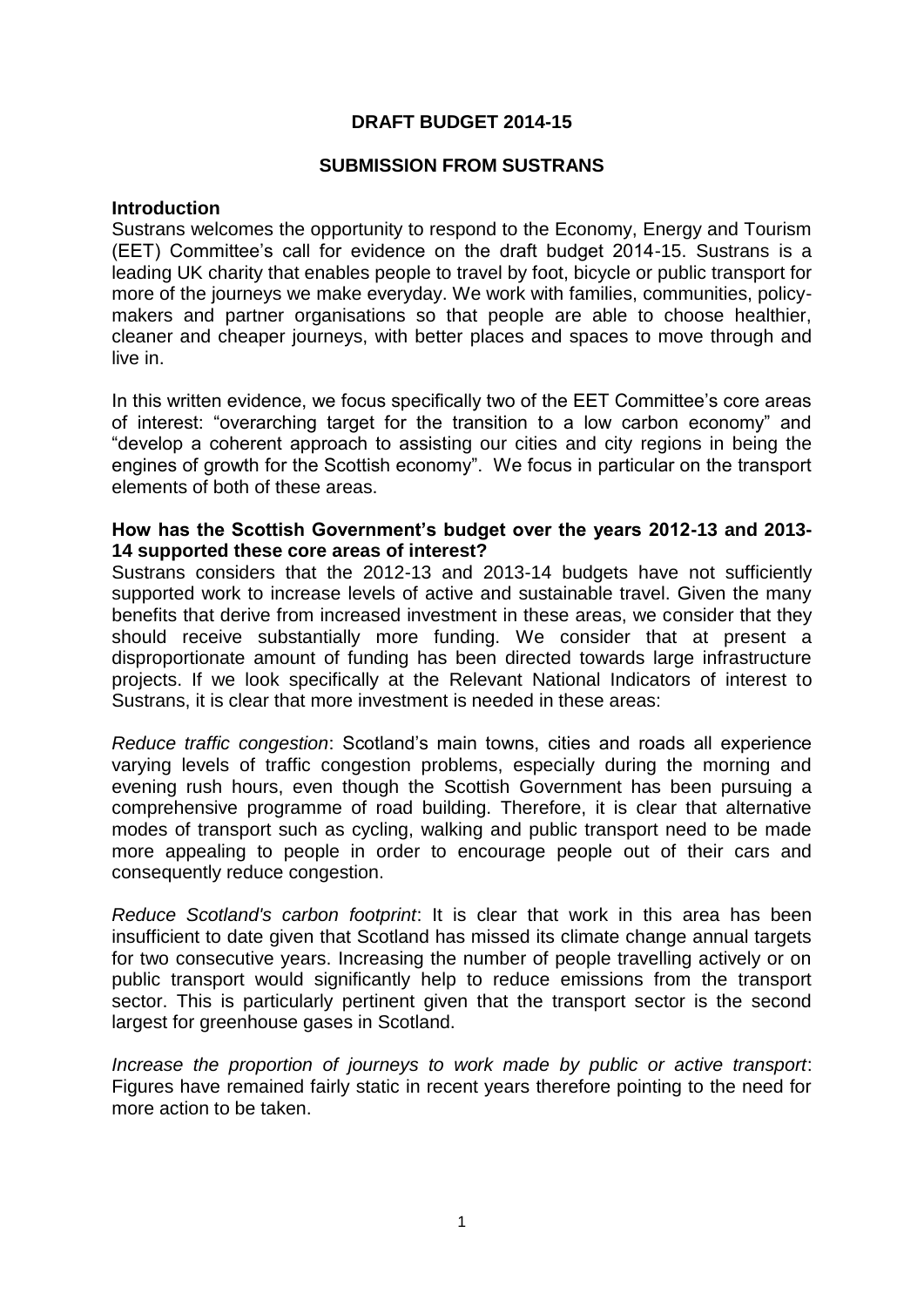**DRAFT BUDGET 2014-15**

**SUBMISSION FROM SUSTRANS**

**Introduction**

Sustrans welcomes the opportunity to respond to the Economy, Energy and Tourism (EET) Committee's call for evidence on the draft budget 2014-15. Sustrans is a leading UK charity that enables people to travel by foot, bicycle or public transport for more of the journeys we make everyday. We work with families, communities, policy-makers and partner organisations so that people are able to choose healthier, cleaner and cheaper journeys, with better places and spaces to move through and live in.

In this written evidence, we focus specifically two of the EET Committee's core areas of interest: "overarching target for the transition to a low carbon economy" and "develop a coherent approach to assisting our cities and city regions in being the engines of growth for the Scottish economy". We focus in particular on the transport elements of both of these areas.

**How has the Scottish Government's budget over the years 2012-13 and 2013-14 supported these core areas of interest?**

Sustrans considers that the 2012-13 and 2013-14 budgets have not sufficiently supported work to increase levels of active and sustainable travel. Given the many benefits that derive from increased investment in these areas, we consider that they should receive substantially more funding. We consider that at present a disproportionate amount of funding has been directed towards large infrastructure projects. If we look specifically at the Relevant National Indicators of interest to Sustrans, it is clear that more investment is needed in these areas:

*Reduce traffic congestion*: Scotland's main towns, cities and roads all experience varying levels of traffic congestion problems, especially during the morning and evening rush hours, even though the Scottish Government has been pursuing a comprehensive programme of road building. Therefore, it is clear that alternative modes of transport such as cycling, walking and public transport need to be made more appealing to people in order to encourage people out of their cars and consequently reduce congestion.

*Reduce Scotland's carbon footprint*: It is clear that work in this area has been insufficient to date given that Scotland has missed its climate change annual targets for two consecutive years. Increasing the number of people travelling actively or on public transport would significantly help to reduce emissions from the transport sector. This is particularly pertinent given that the transport sector is the second largest for greenhouse gases in Scotland.

*Increase the proportion of journeys to work made by public or active transport*: Figures have remained fairly static in recent years therefore pointing to the need for more action to be taken.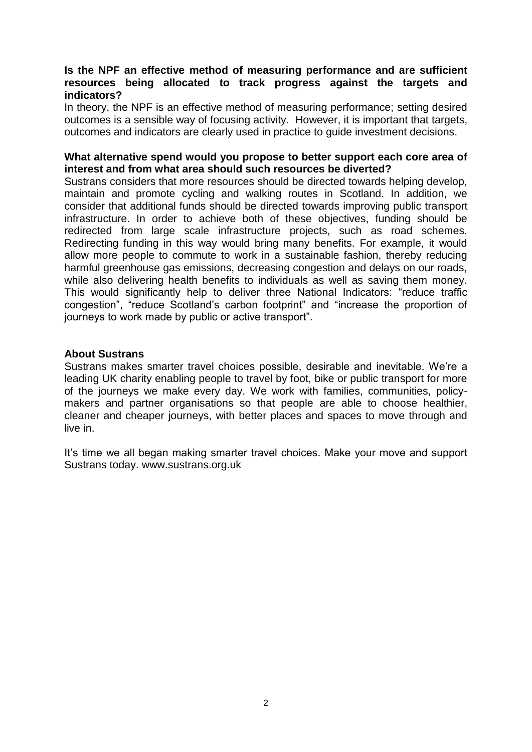**Is the NPF an effective method of measuring performance and are sufficient resources being allocated to track progress against the targets and indicators?**

In theory, the NPF is an effective method of measuring performance; setting desired outcomes is a sensible way of focusing activity. However, it is important that targets, outcomes and indicators are clearly used in practice to guide investment decisions.

**What alternative spend would you propose to better support each core area of interest and from what area should such resources be diverted?**

Sustrans considers that more resources should be directed towards helping develop, maintain and promote cycling and walking routes in Scotland. In addition, we consider that additional funds should be directed towards improving public transport infrastructure. In order to achieve both of these objectives, funding should be redirected from large scale infrastructure projects, such as road schemes. Redirecting funding in this way would bring many benefits. For example, it would allow more people to commute to work in a sustainable fashion, thereby reducing harmful greenhouse gas emissions, decreasing congestion and delays on our roads, while also delivering health benefits to individuals as well as saving them money. This would significantly help to deliver three National Indicators: "reduce traffic congestion", "reduce Scotland's carbon footprint" and "increase the proportion of journeys to work made by public or active transport".

**About Sustrans**

Sustrans makes smarter travel choices possible, desirable and inevitable. We're a leading UK charity enabling people to travel by foot, bike or public transport for more of the journeys we make every day. We work with families, communities, policy-makers and partner organisations so that people are able to choose healthier, cleaner and cheaper journeys, with better places and spaces to move through and live in.

It's time we all began making smarter travel choices. Make your move and support Sustrans today. www.sustrans.org.uk